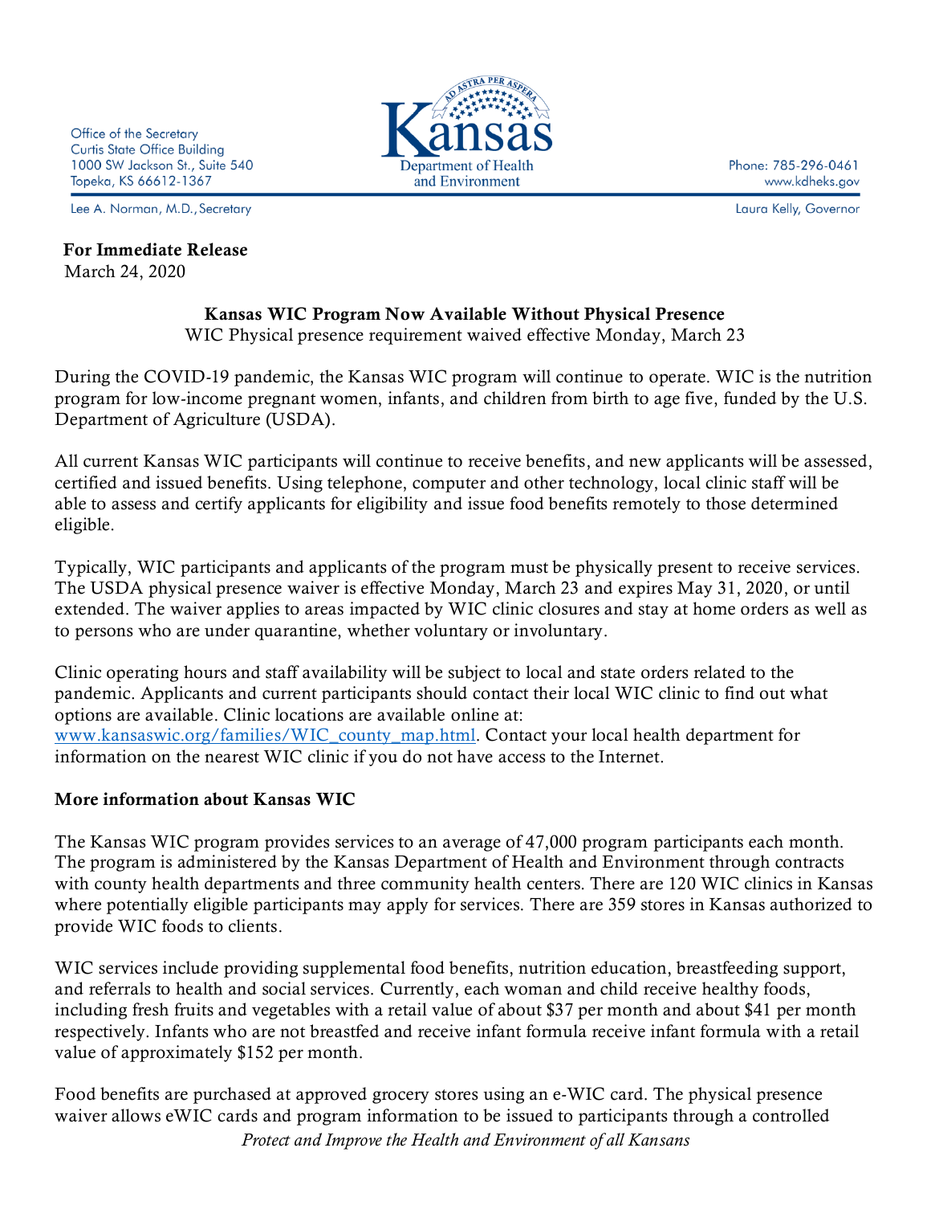Office of the Secretary
Curtis State Office Building
1000 SW Jackson St., Suite 540
Topeka, KS 66612-1367

Kansas
Department of Health and Environment

Phone: 785-296-0461
www.kdheks.gov

Lee A. Norman, M.D., Secretary

Laura Kelly, Governor

**For Immediate Release**
March 24, 2020

**Kansas WIC Program Now Available Without Physical Presence**
WIC Physical presence requirement waived effective Monday, March 23

During the COVID-19 pandemic, the Kansas WIC program will continue to operate. WIC is the nutrition program for low-income pregnant women, infants, and children from birth to age five, funded by the U.S. Department of Agriculture (USDA).

All current Kansas WIC participants will continue to receive benefits, and new applicants will be assessed, certified and issued benefits. Using telephone, computer and other technology, local clinic staff will be able to assess and certify applicants for eligibility and issue food benefits remotely to those determined eligible.

Typically, WIC participants and applicants of the program must be physically present to receive services. The USDA physical presence waiver is effective Monday, March 23 and expires May 31, 2020, or until extended. The waiver applies to areas impacted by WIC clinic closures and stay at home orders as well as to persons who are under quarantine, whether voluntary or involuntary.

Clinic operating hours and staff availability will be subject to local and state orders related to the pandemic. Applicants and current participants should contact their local WIC clinic to find out what options are available. Clinic locations are available online at: www.kansaswic.org/families/WIC_county_map.html. Contact your local health department for information on the nearest WIC clinic if you do not have access to the Internet.

**More information about Kansas WIC**

The Kansas WIC program provides services to an average of 47,000 program participants each month. The program is administered by the Kansas Department of Health and Environment through contracts with county health departments and three community health centers. There are 120 WIC clinics in Kansas where potentially eligible participants may apply for services. There are 359 stores in Kansas authorized to provide WIC foods to clients.

WIC services include providing supplemental food benefits, nutrition education, breastfeeding support, and referrals to health and social services. Currently, each woman and child receive healthy foods, including fresh fruits and vegetables with a retail value of about $37 per month and about $41 per month respectively. Infants who are not breastfed and receive infant formula receive infant formula with a retail value of approximately $152 per month.

Food benefits are purchased at approved grocery stores using an e-WIC card. The physical presence waiver allows eWIC cards and program information to be issued to participants through a controlled

*Protect and Improve the Health and Environment of all Kansans*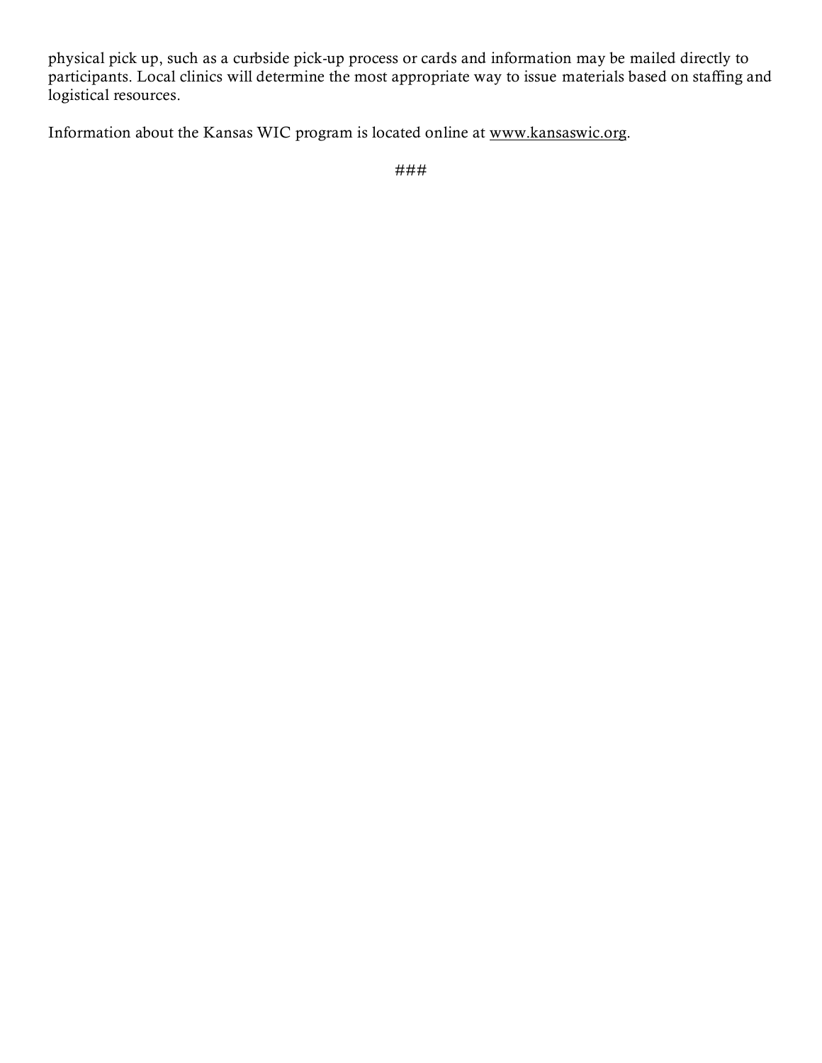physical pick up, such as a curbside pick-up process or cards and information may be mailed directly to participants. Local clinics will determine the most appropriate way to issue materials based on staffing and logistical resources.

Information about the Kansas WIC program is located online at www.kansaswic.org.

###